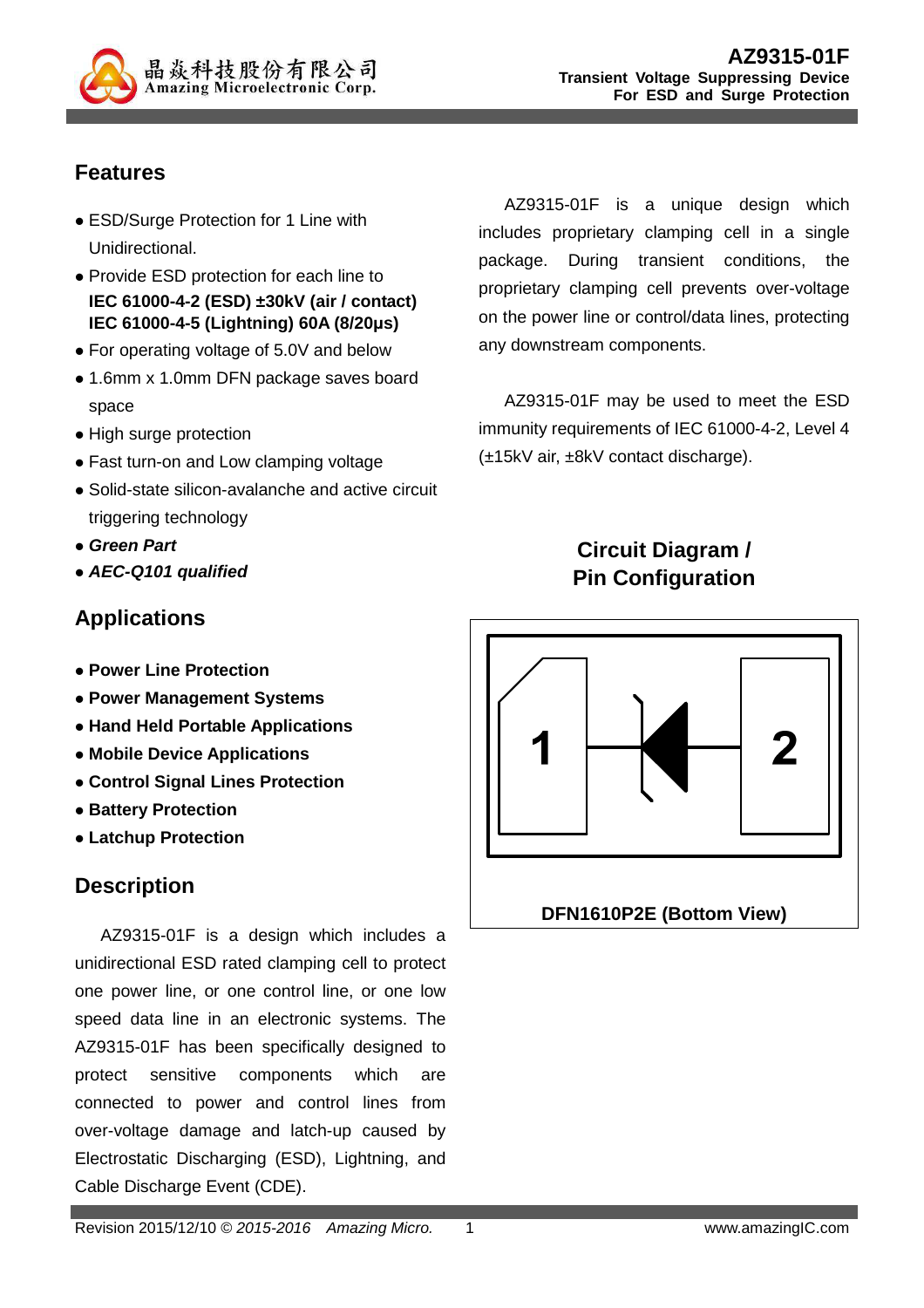# AZ9315-01F

**Transient Voltage Suppressing Device**
**For ESD and Surge Protection**

## Features

- ESD/Surge Protection for 1 Line with Unidirectional.
- Provide ESD protection for each line to **IEC 61000-4-2 (ESD) ±30kV (air / contact)** **IEC 61000-4-5 (Lightning) 60A (8/20μs)**
- For operating voltage of 5.0V and below
- 1.6mm x 1.0mm DFN package saves board space
- High surge protection
- Fast turn-on and Low clamping voltage
- Solid-state silicon-avalanche and active circuit triggering technology
- ***Green Part***
- ***AEC-Q101 qualified***

## Applications

- **Power Line Protection**
- **Power Management Systems**
- **Hand Held Portable Applications**
- **Mobile Device Applications**
- **Control Signal Lines Protection**
- **Battery Protection**
- **Latchup Protection**

## Description

AZ9315-01F is a design which includes a unidirectional ESD rated clamping cell to protect one power line, or one control line, or one low speed data line in an electronic systems. The AZ9315-01F has been specifically designed to protect sensitive components which are connected to power and control lines from over-voltage damage and latch-up caused by Electrostatic Discharging (ESD), Lightning, and Cable Discharge Event (CDE).

AZ9315-01F is a unique design which includes proprietary clamping cell in a single package. During transient conditions, the proprietary clamping cell prevents over-voltage on the power line or control/data lines, protecting any downstream components.

AZ9315-01F may be used to meet the ESD immunity requirements of IEC 61000-4-2, Level 4 (±15kV air, ±8kV contact discharge).

## Circuit Diagram / Pin Configuration

1 2

**DFN1610P2E (Bottom View)**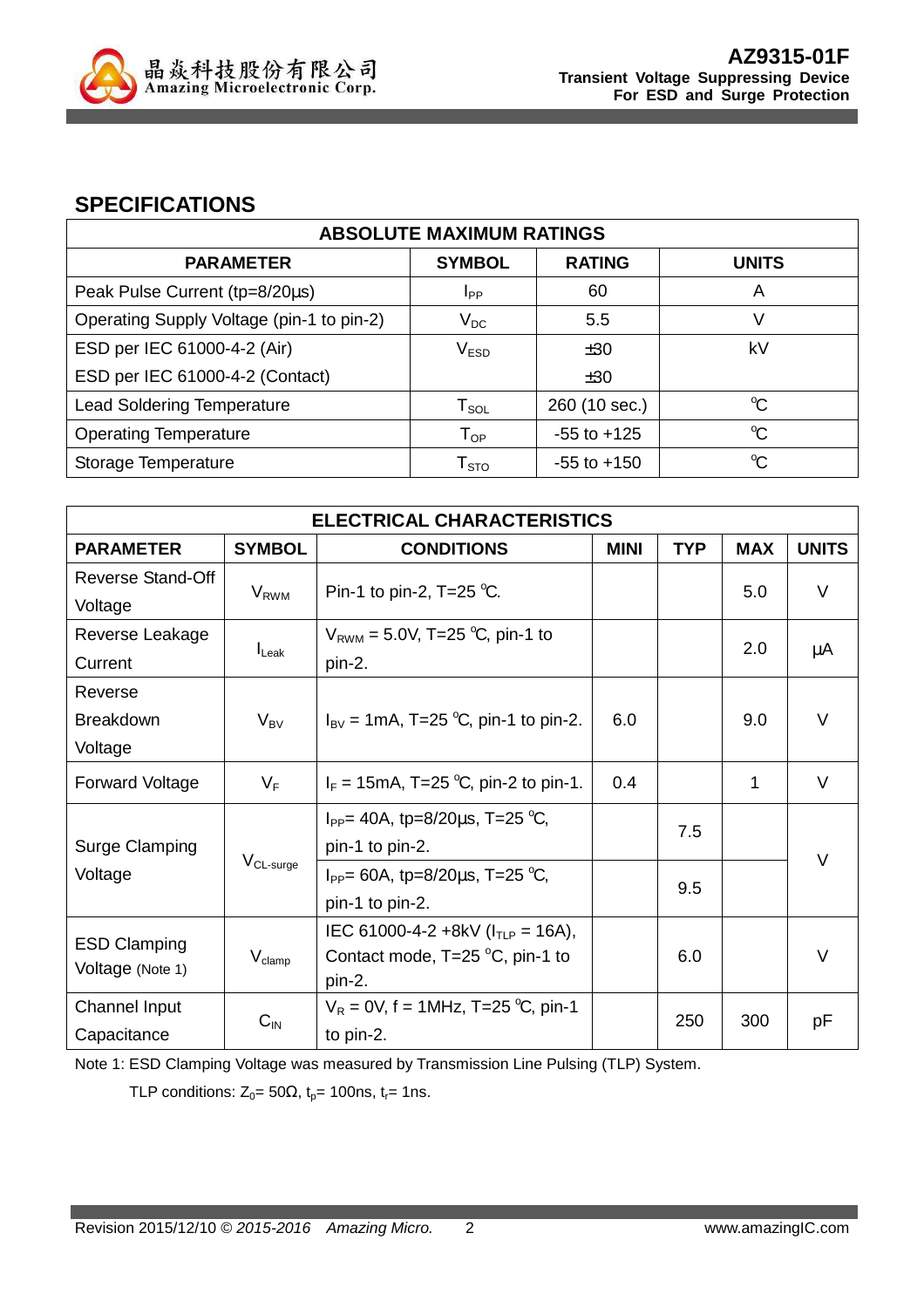## SPECIFICATIONS

| ABSOLUTE MAXIMUM RATINGS | | | |
|---|---|---|---|
| **PARAMETER** | **SYMBOL** | **RATING** | **UNITS** |
| Peak Pulse Current (tp=8/20µs) | $I_{PP}$ | 60 | A |
| Operating Supply Voltage (pin-1 to pin-2) | $V_{DC}$ | 5.5 | V |
| ESD per IEC 61000-4-2 (Air)<br>ESD per IEC 61000-4-2 (Contact) | $V_{ESD}$ | ±30<br>±30 | kV |
| Lead Soldering Temperature | $T_{SOL}$ | 260 (10 sec.) | ℃ |
| Operating Temperature | $T_{OP}$ | -55 to +125 | ℃ |
| Storage Temperature | $T_{STO}$ | -55 to +150 | ℃ |

| ELECTRICAL CHARACTERISTICS | | | | | | |
|---|---|---|---|---|---|---|
| **PARAMETER** | **SYMBOL** | **CONDITIONS** | **MINI** | **TYP** | **MAX** | **UNITS** |
| Reverse Stand-Off Voltage | $V_{RWM}$ | Pin-1 to pin-2, T=25 ℃. | | | 5.0 | V |
| Reverse Leakage Current | $I_{Leak}$ | $V_{RWM}$ = 5.0V, T=25 ℃, pin-1 to pin-2. | | | 2.0 | µA |
| Reverse Breakdown Voltage | $V_{BV}$ | $I_{BV}$ = 1mA, T=25 ℃, pin-1 to pin-2. | 6.0 | | 9.0 | V |
| Forward Voltage | $V_F$ | $I_F$ = 15mA, T=25 ℃, pin-2 to pin-1. | 0.4 | | 1 | V |
| Surge Clamping Voltage | $V_{CL\text{-}surge}$ | $I_{PP}$= 40A, tp=8/20µs, T=25 ℃, pin-1 to pin-2. | | 7.5 | | V |
| | | $I_{PP}$= 60A, tp=8/20µs, T=25 ℃, pin-1 to pin-2. | | 9.5 | | V |
| ESD Clamping Voltage (Note 1) | $V_{clamp}$ | IEC 61000-4-2 +8kV ($I_{TLP}$ = 16A), Contact mode, T=25 °C, pin-1 to pin-2. | | 6.0 | | V |
| Channel Input Capacitance | $C_{IN}$ | $V_R$ = 0V, f = 1MHz, T=25 ℃, pin-1 to pin-2. | | 250 | 300 | pF |

Note 1: ESD Clamping Voltage was measured by Transmission Line Pulsing (TLP) System.

TLP conditions: $Z_0$= 50Ω, $t_p$= 100ns, $t_r$= 1ns.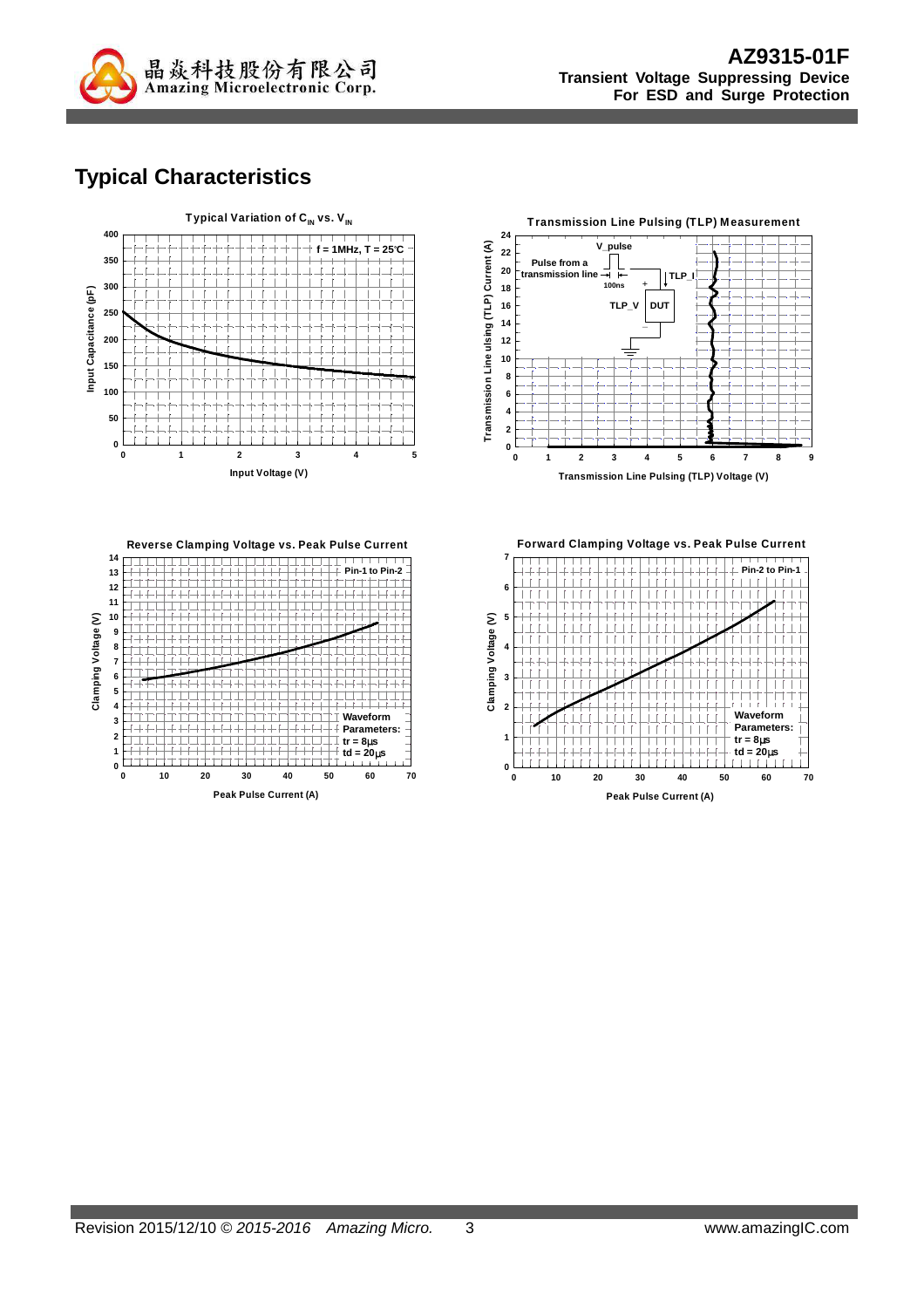## Typical Characteristics

Typical Variation of $C_{IN}$ vs. $V_{IN}$

f = 1MHz, T = 25°C

Input Capacitance (pF)

Input Voltage (V)

Transmission Line Pulsing (TLP) Measurement

V_pulse

Pulse from a transmission line

100ns

TLP_I

TLP_V

DUT

Transmission Line ulsing (TLP) Current (A)

Transmission Line Pulsing (TLP) Voltage (V)

Reverse Clamping Voltage vs. Peak Pulse Current

Pin-1 to Pin-2

Waveform Parameters:
tr = 8μs
td = 20μs

Clamping Voltage (V)

Peak Pulse Current (A)

Forward Clamping Voltage vs. Peak Pulse Current

Pin-2 to Pin-1

Waveform Parameters:
tr = 8μs
td = 20μs

Clamping Voltage (V)

Peak Pulse Current (A)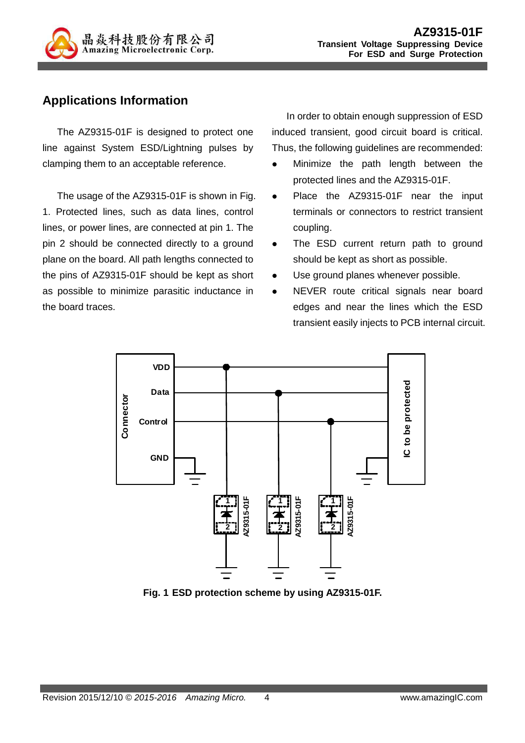## Applications Information

The AZ9315-01F is designed to protect one line against System ESD/Lightning pulses by clamping them to an acceptable reference.

The usage of the AZ9315-01F is shown in Fig. 1. Protected lines, such as data lines, control lines, or power lines, are connected at pin 1. The pin 2 should be connected directly to a ground plane on the board. All path lengths connected to the pins of AZ9315-01F should be kept as short as possible to minimize parasitic inductance in the board traces.

In order to obtain enough suppression of ESD induced transient, good circuit board is critical. Thus, the following guidelines are recommended:

- Minimize the path length between the protected lines and the AZ9315-01F.
- Place the AZ9315-01F near the input terminals or connectors to restrict transient coupling.
- The ESD current return path to ground should be kept as short as possible.
- Use ground planes whenever possible.
- NEVER route critical signals near board edges and near the lines which the ESD transient easily injects to PCB internal circuit.

**Fig. 1 ESD protection scheme by using AZ9315-01F.**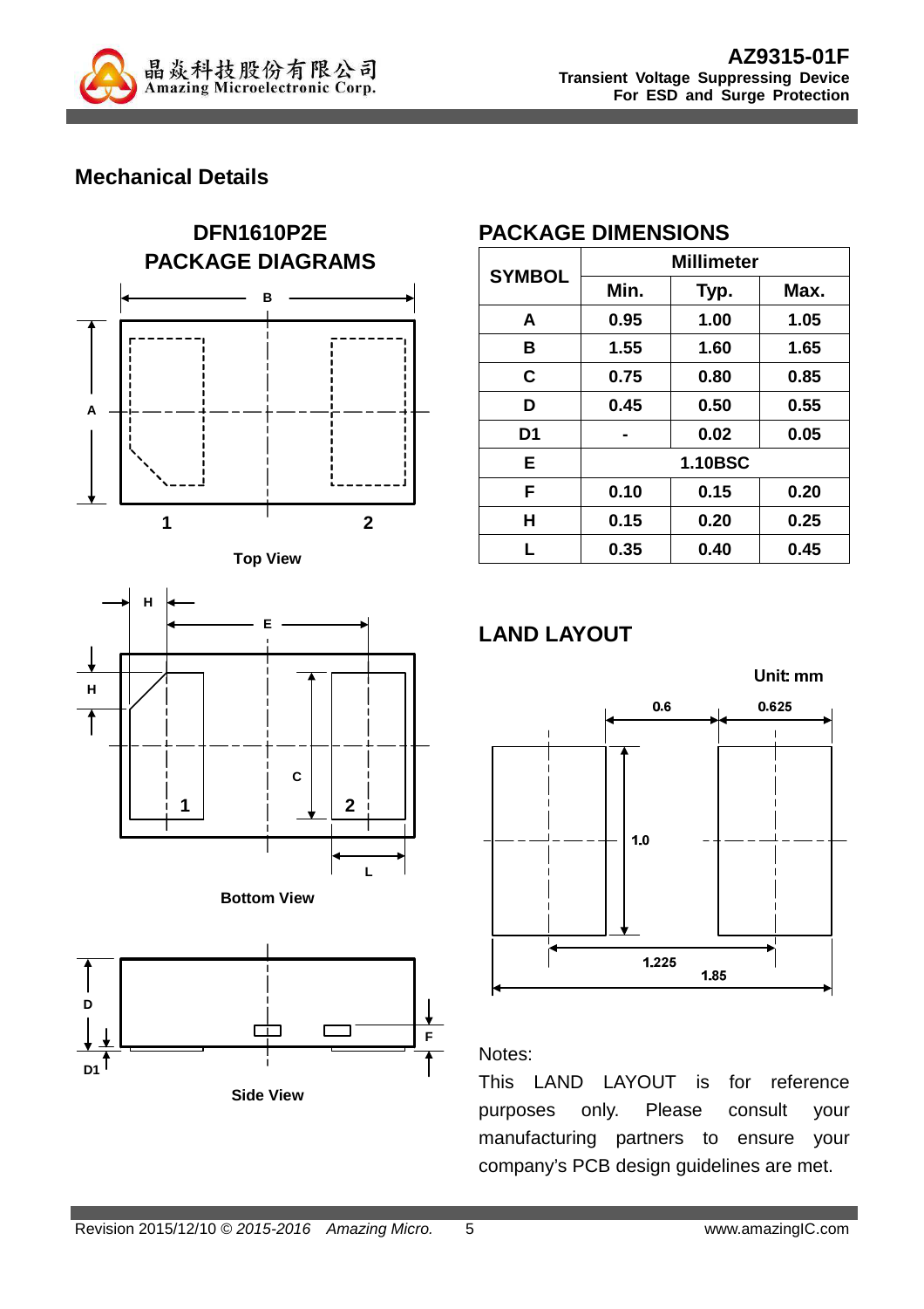## Mechanical Details

### DFN1610P2E PACKAGE DIAGRAMS

Top View

Bottom View

Side View

### PACKAGE DIMENSIONS

| SYMBOL | Millimeter | | |
|---|---|---|---|
| | Min. | Typ. | Max. |
| A | 0.95 | 1.00 | 1.05 |
| B | 1.55 | 1.60 | 1.65 |
| C | 0.75 | 0.80 | 0.85 |
| D | 0.45 | 0.50 | 0.55 |
| D1 | - | 0.02 | 0.05 |
| E | 1.10BSC | | |
| F | 0.10 | 0.15 | 0.20 |
| H | 0.15 | 0.20 | 0.25 |
| L | 0.35 | 0.40 | 0.45 |

### LAND LAYOUT

Unit: mm

Notes:

This LAND LAYOUT is for reference purposes only. Please consult your manufacturing partners to ensure your company's PCB design guidelines are met.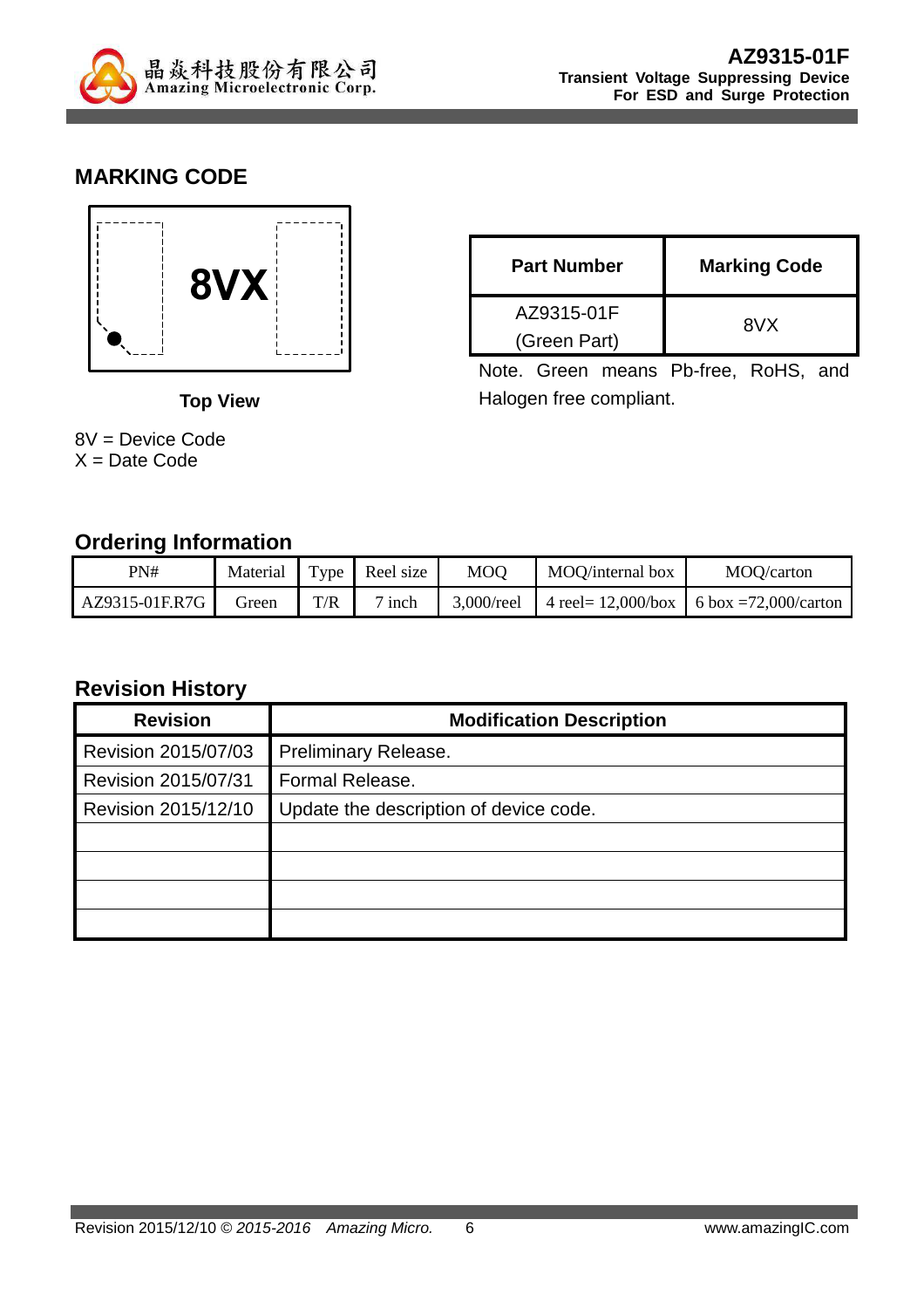## MARKING CODE

8VX

**Top View**

8V = Device Code
X = Date Code

| Part Number | Marking Code |
|---|---|
| AZ9315-01F (Green Part) | 8VX |

Note. Green means Pb-free, RoHS, and Halogen free compliant.

## Ordering Information

| PN# | Material | Type | Reel size | MOQ | MOQ/internal box | MOQ/carton |
|---|---|---|---|---|---|---|
| AZ9315-01F.R7G | Green | T/R | 7 inch | 3,000/reel | 4 reel= 12,000/box | 6 box =72,000/carton |

## Revision History

| Revision | Modification Description |
|---|---|
| Revision 2015/07/03 | Preliminary Release. |
| Revision 2015/07/31 | Formal Release. |
| Revision 2015/12/10 | Update the description of device code. |
| | |
| | |
| | |
| | |